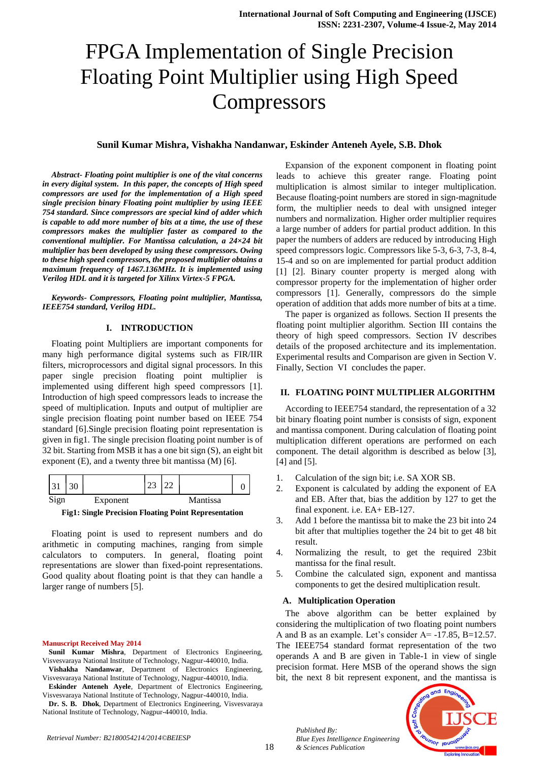# FPGA Implementation of Single Precision Floating Point Multiplier using High Speed Compressors

**Sunil Kumar Mishra, Vishakha Nandanwar, Eskinder Anteneh Ayele, S.B. Dhok**

***Abstract- Floating point multiplier is one of the vital concerns in every digital system. In this paper, the concepts of High speed compressors are used for the implementation of a High speed single precision binary Floating point multiplier by using IEEE 754 standard. Since compressors are special kind of adder which is capable to add more number of bits at a time, the use of these compressors makes the multiplier faster as compared to the conventional multiplier. For Mantissa calculation, a 24×24 bit multiplier has been developed by using these compressors. Owing to these high speed compressors, the proposed multiplier obtains a maximum frequency of 1467.136MHz. It is implemented using Verilog HDL and it is targeted for Xilinx Virtex-5 FPGA.***

***Keywords- Compressors, Floating point multiplier, Mantissa, IEEE754 standard, Verilog HDL.***

## I. INTRODUCTION

Floating point Multipliers are important components for many high performance digital systems such as FIR/IIR filters, microprocessors and digital signal processors. In this paper single precision floating point multiplier is implemented using different high speed compressors [1]. Introduction of high speed compressors leads to increase the speed of multiplication. Inputs and output of multiplier are single precision floating point number based on IEEE 754 standard [6].Single precision floating point representation is given in fig1. The single precision floating point number is of 32 bit. Starting from MSB it has a one bit sign (S), an eight bit exponent (E), and a twenty three bit mantissa (M) [6].

| 31 | 30 |  | 23 | 22 |  | 0 |
|---|---|---|---|---|---|---|
| Sign | | Exponent | | | Mantissa | |

**Fig1: Single Precision Floating Point Representation**

Floating point is used to represent numbers and do arithmetic in computing machines, ranging from simple calculators to computers. In general, floating point representations are slower than fixed-point representations. Good quality about floating point is that they can handle a larger range of numbers [5].

Expansion of the exponent component in floating point leads to achieve this greater range. Floating point multiplication is almost similar to integer multiplication. Because floating-point numbers are stored in sign-magnitude form, the multiplier needs to deal with unsigned integer numbers and normalization. Higher order multiplier requires a large number of adders for partial product addition. In this paper the numbers of adders are reduced by introducing High speed compressors logic. Compressors like 5-3, 6-3, 7-3, 8-4, 15-4 and so on are implemented for partial product addition [1] [2]. Binary counter property is merged along with compressor property for the implementation of higher order compressors [1]. Generally, compressors do the simple operation of addition that adds more number of bits at a time.

The paper is organized as follows. Section II presents the floating point multiplier algorithm. Section III contains the theory of high speed compressors. Section IV describes details of the proposed architecture and its implementation. Experimental results and Comparison are given in Section V. Finally, Section VI concludes the paper.

## II. FLOATING POINT MULTIPLIER ALGORITHM

According to IEEE754 standard, the representation of a 32 bit binary floating point number is consists of sign, exponent and mantissa component. During calculation of floating point multiplication different operations are performed on each component. The detail algorithm is described as below [3], [4] and [5].

1. Calculation of the sign bit; i.e. SA XOR SB.
2. Exponent is calculated by adding the exponent of EA and EB. After that, bias the addition by 127 to get the final exponent. i.e. EA+ EB-127.
3. Add 1 before the mantissa bit to make the 23 bit into 24 bit after that multiplies together the 24 bit to get 48 bit result.
4. Normalizing the result, to get the required 23bit mantissa for the final result.
5. Combine the calculated sign, exponent and mantissa components to get the desired multiplication result.

### A. Multiplication Operation

The above algorithm can be better explained by considering the multiplication of two floating point numbers A and B as an example. Let's consider A= -17.85, B=12.57. The IEEE754 standard format representation of the two operands A and B are given in Table-1 in view of single precision format. Here MSB of the operand shows the sign bit, the next 8 bit represent exponent, and the mantissa is

**Manuscript Received May 2014**

**Sunil Kumar Mishra**, Department of Electronics Engineering, Visvesvaraya National Institute of Technology, Nagpur-440010, India.

**Vishakha Nandanwar**, Department of Electronics Engineering, Visvesvaraya National Institute of Technology, Nagpur-440010, India.

**Eskinder Anteneh Ayele**, Department of Electronics Engineering, Visvesvaraya National Institute of Technology, Nagpur-440010, India.

**Dr. S. B. Dhok**, Department of Electronics Engineering, Visvesvaraya National Institute of Technology, Nagpur-440010, India.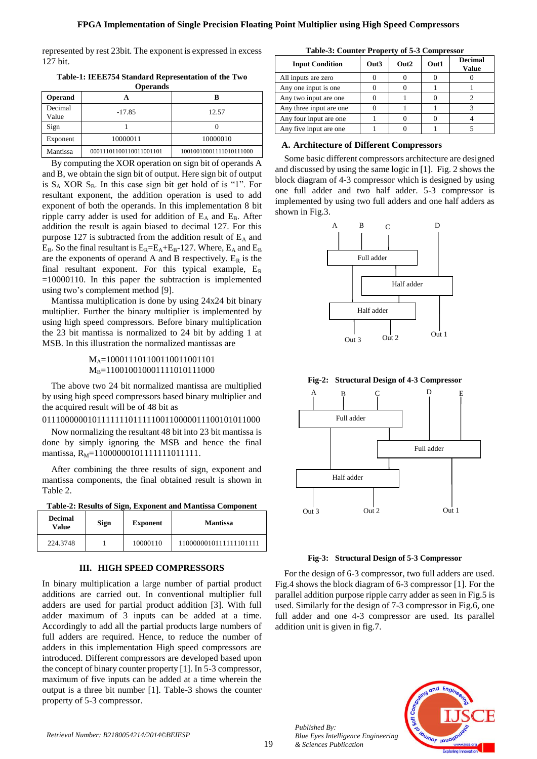represented by rest 23bit. The exponent is expressed in excess 127 bit.

**Table-1: IEEE754 Standard Representation of the Two Operands**

| Operand | A | B |
|---|---|---|
| Decimal Value | -17.85 | 12.57 |
| Sign | 1 | 0 |
| Exponent | 10000011 | 10000010 |
| Mantissa | 00011101100110011001101 | 10010010001111010111000 |

By computing the XOR operation on sign bit of operands A and B, we obtain the sign bit of output. Here sign bit of output is $S_A$ XOR $S_B$. In this case sign bit get hold of is "1". For resultant exponent, the addition operation is used to add exponent of both the operands. In this implementation 8 bit ripple carry adder is used for addition of $E_A$ and $E_B$. After addition the result is again biased to decimal 127. For this purpose 127 is subtracted from the addition result of $E_A$ and $E_B$. So the final resultant is $E_R=E_A+E_B-127$. Where, $E_A$ and $E_B$ are the exponents of operand A and B respectively. $E_R$ is the final resultant exponent. For this typical example, $E_R$ =10000110. In this paper the subtraction is implemented using two's complement method [9].

Mantissa multiplication is done by using 24x24 bit binary multiplier. Further the binary multiplier is implemented by using high speed compressors. Before binary multiplication the 23 bit mantissa is normalized to 24 bit by adding 1 at MSB. In this illustration the normalized mantissas are

$M_A$=100011101100110011001101
$M_B$=110010010001111010111000

The above two 24 bit normalized mantissa are multiplied by using high speed compressors based binary multiplier and the acquired result will be of 48 bit as

011100000010111111101111100110000011100101011000

Now normalizing the resultant 48 bit into 23 bit mantissa is done by simply ignoring the MSB and hence the final mantissa, $R_M$=11000000101111111011111.

After combining the three results of sign, exponent and mantissa components, the final obtained result is shown in Table 2.

**Table-2: Results of Sign, Exponent and Mantissa Component**

| Decimal Value | Sign | Exponent | Mantissa |
|---|---|---|---|
| 224.3748 | 1 | 10000110 | 11000000101111111101111 |

## III. HIGH SPEED COMPRESSORS

In binary multiplication a large number of partial product additions are carried out. In conventional multiplier full adders are used for partial product addition [3]. With full adder maximum of 3 inputs can be added at a time. Accordingly to add all the partial products large numbers of full adders are required. Hence, to reduce the number of adders in this implementation High speed compressors are introduced. Different compressors are developed based upon the concept of binary counter property [1]. In 5-3 compressor, maximum of five inputs can be added at a time wherein the output is a three bit number [1]. Table-3 shows the counter property of 5-3 compressor.

**Table-3: Counter Property of 5-3 Compressor**

| Input Condition | Out3 | Out2 | Out1 | Decimal Value |
|---|---|---|---|---|
| All inputs are zero | 0 | 0 | 0 | 0 |
| Any one input is one | 0 | 0 | 1 | 1 |
| Any two input are one | 0 | 1 | 0 | 2 |
| Any three input are one | 0 | 1 | 1 | 3 |
| Any four input are one | 1 | 0 | 0 | 4 |
| Any five input are one | 1 | 0 | 1 | 5 |

### A. Architecture of Different Compressors

Some basic different compressors architecture are designed and discussed by using the same logic in [1]. Fig. 2 shows the block diagram of 4-3 compressor which is designed by using one full adder and two half adder. 5-3 compressor is implemented by using two full adders and one half adders as shown in Fig.3.

**Fig-2: Structural Design of 4-3 Compressor**

**Fig-3: Structural Design of 5-3 Compressor**

For the design of 6-3 compressor, two full adders are used. Fig.4 shows the block diagram of 6-3 compressor [1]. For the parallel addition purpose ripple carry adder as seen in Fig.5 is used. Similarly for the design of 7-3 compressor in Fig.6, one full adder and one 4-3 compressor are used. Its parallel addition unit is given in fig.7.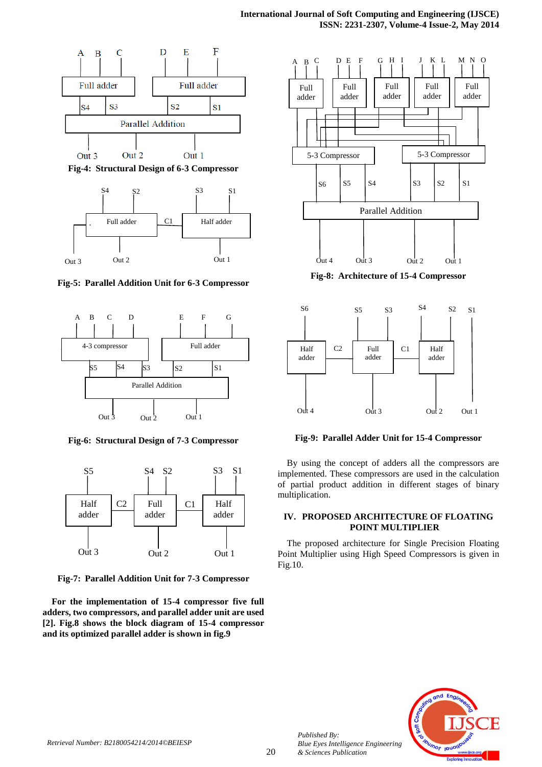Fig-4: **Structural Design of 6-3 Compressor**

Fig-5: **Parallel Addition Unit for 6-3 Compressor**

Fig-6: **Structural Design of 7-3 Compressor**

Fig-7: **Parallel Addition Unit for 7-3 Compressor**

**For the implementation of 15-4 compressor five full adders, two compressors, and parallel adder unit are used [2]. Fig.8 shows the block diagram of 15-4 compressor and its optimized parallel adder is shown in fig.9**

Fig-8: **Architecture of 15-4 Compressor**

Fig-9: **Parallel Adder Unit for 15-4 Compressor**

By using the concept of adders all the compressors are implemented. These compressors are used in the calculation of partial product addition in different stages of binary multiplication.

## IV. PROPOSED ARCHITECTURE OF FLOATING POINT MULTIPLIER

The proposed architecture for Single Precision Floating Point Multiplier using High Speed Compressors is given in Fig.10.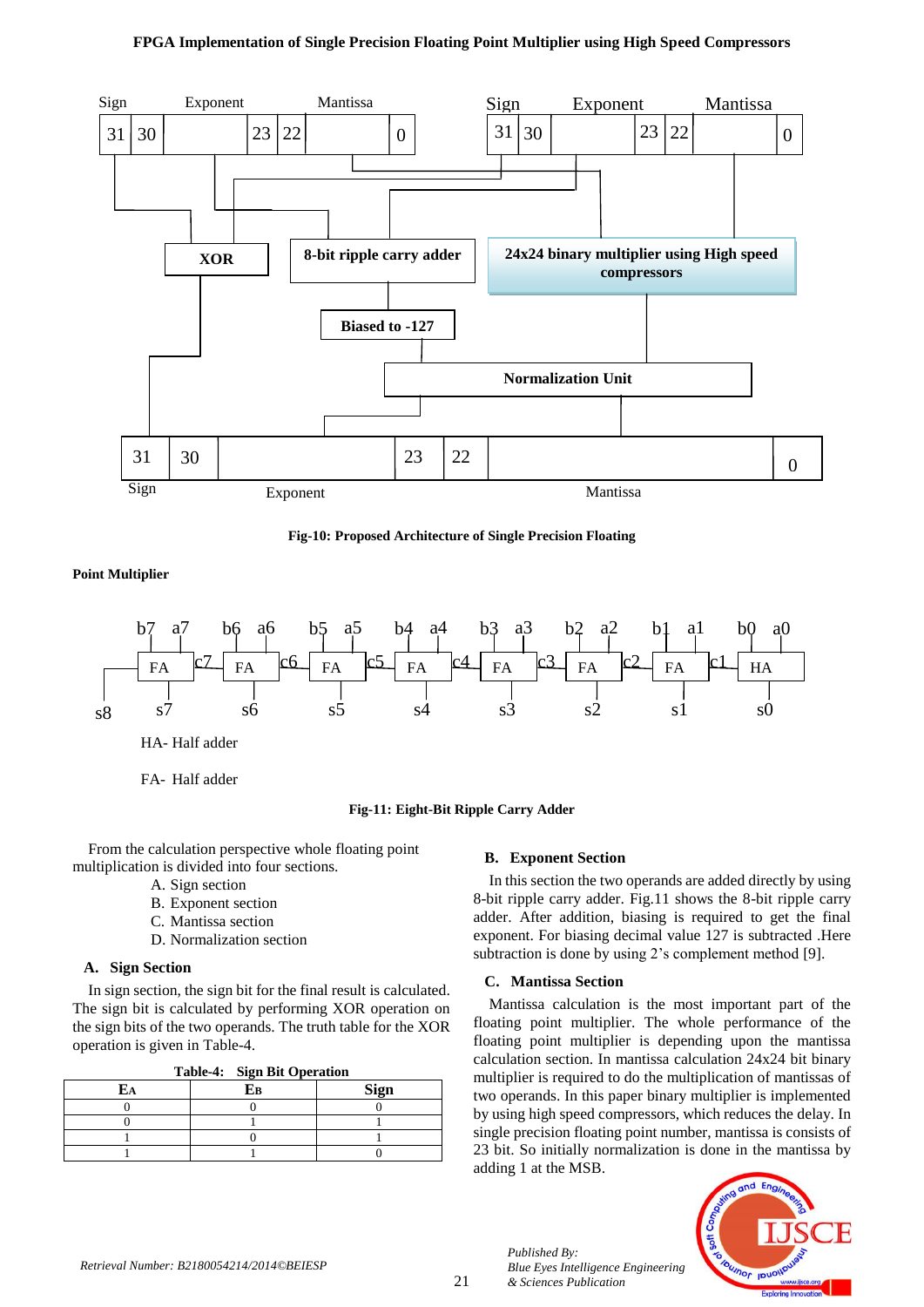Sign Exponent Mantissa

31 30 23 22 0

Sign Exponent Mantissa

31 30 23 22 0

XOR

8-bit ripple carry adder

24x24 binary multiplier using High speed compressors

Biased to -127

Normalization Unit

31 30 23 22 0

Sign Exponent Mantissa

**Fig-10: Proposed Architecture of Single Precision Floating Point Multiplier**

b7 a7 b6 a6 b5 a5 b4 a4 b3 a3 b2 a2 b1 a1 b0 a0

FA c7 FA c6 FA c5 FA c4 FA c3 FA c2 FA c1 HA

s8 s7 s6 s5 s4 s3 s2 s1 s0

HA- Half adder

FA- Half adder

**Fig-11: Eight-Bit Ripple Carry Adder**

From the calculation perspective whole floating point multiplication is divided into four sections.

A. Sign section
B. Exponent section
C. Mantissa section
D. Normalization section

### A. Sign Section

In sign section, the sign bit for the final result is calculated. The sign bit is calculated by performing XOR operation on the sign bits of the two operands. The truth table for the XOR operation is given in Table-4.

**Table-4: Sign Bit Operation**

| $E_A$ | $E_B$ | Sign |
|---|---|---|
| 0 | 0 | 0 |
| 0 | 1 | 1 |
| 1 | 0 | 1 |
| 1 | 1 | 0 |

### B. Exponent Section

In this section the two operands are added directly by using 8-bit ripple carry adder. Fig.11 shows the 8-bit ripple carry adder. After addition, biasing is required to get the final exponent. For biasing decimal value 127 is subtracted .Here subtraction is done by using 2's complement method [9].

### C. Mantissa Section

Mantissa calculation is the most important part of the floating point multiplier. The whole performance of the floating point multiplier is depending upon the mantissa calculation section. In mantissa calculation 24x24 bit binary multiplier is required to do the multiplication of mantissas of two operands. In this paper binary multiplier is implemented by using high speed compressors, which reduces the delay. In single precision floating point number, mantissa is consists of 23 bit. So initially normalization is done in the mantissa by adding 1 at the MSB.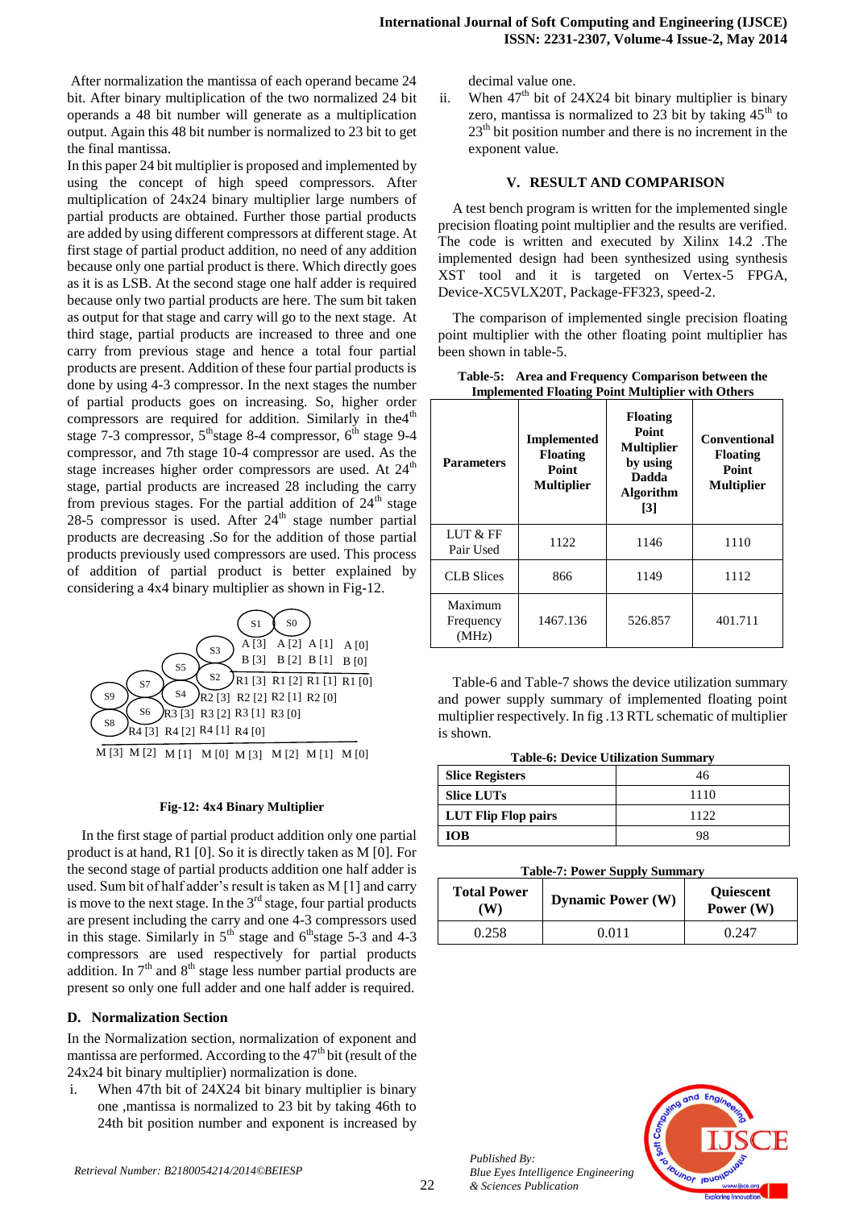After normalization the mantissa of each operand became 24 bit. After binary multiplication of the two normalized 24 bit operands a 48 bit number will generate as a multiplication output. Again this 48 bit number is normalized to 23 bit to get the final mantissa.

In this paper 24 bit multiplier is proposed and implemented by using the concept of high speed compressors. After multiplication of 24x24 binary multiplier large numbers of partial products are obtained. Further those partial products are added by using different compressors at different stage. At first stage of partial product addition, no need of any addition because only one partial product is there. Which directly goes as it is as LSB. At the second stage one half adder is required because only two partial products are here. The sum bit taken as output for that stage and carry will go to the next stage. At third stage, partial products are increased to three and one carry from previous stage and hence a total four partial products are present. Addition of these four partial products is done by using 4-3 compressor. In the next stages the number of partial products goes on increasing. So, higher order compressors are required for addition. Similarly in the4th stage 7-3 compressor, 5th stage 8-4 compressor, 6th stage 9-4 compressor, and 7th stage 10-4 compressor are used. As the stage increases higher order compressors are used. At 24th stage, partial products are increased 28 including the carry from previous stages. For the partial addition of 24th stage 28-5 compressor is used. After 24th stage number partial products are decreasing .So for the addition of those partial products previously used compressors are used. This process of addition of partial product is better explained by considering a 4x4 binary multiplier as shown in Fig-12.

Fig-12: 4x4 Binary Multiplier

In the first stage of partial product addition only one partial product is at hand, R1 [0]. So it is directly taken as M [0]. For the second stage of partial products addition one half adder is used. Sum bit of half adder's result is taken as M [1] and carry is move to the next stage. In the 3rd stage, four partial products are present including the carry and one 4-3 compressors used in this stage. Similarly in 5th stage and 6th stage 5-3 and 4-3 compressors are used respectively for partial products addition. In 7th and 8th stage less number partial products are present so only one full adder and one half adder is required.

### D. Normalization Section

In the Normalization section, normalization of exponent and mantissa are performed. According to the 47th bit (result of the 24x24 bit binary multiplier) normalization is done.

i. When 47th bit of 24X24 bit binary multiplier is binary one ,mantissa is normalized to 23 bit by taking 46th to 24th bit position number and exponent is increased by decimal value one.

ii. When 47th bit of 24X24 bit binary multiplier is binary zero, mantissa is normalized to 23 bit by taking 45th to 23th bit position number and there is no increment in the exponent value.

## V. RESULT AND COMPARISON

A test bench program is written for the implemented single precision floating point multiplier and the results are verified. The code is written and executed by Xilinx 14.2 .The implemented design had been synthesized using synthesis XST tool and it is targeted on Vertex-5 FPGA, Device-XC5VLX20T, Package-FF323, speed-2.

The comparison of implemented single precision floating point multiplier with the other floating point multiplier has been shown in table-5.

**Table-5: Area and Frequency Comparison between the Implemented Floating Point Multiplier with Others**

| Parameters | Implemented Floating Point Multiplier | Floating Point Multiplier by using Dadda Algorithm [3] | Conventional Floating Point Multiplier |
|---|---|---|---|
| LUT & FF Pair Used | 1122 | 1146 | 1110 |
| CLB Slices | 866 | 1149 | 1112 |
| Maximum Frequency (MHz) | 1467.136 | 526.857 | 401.711 |

Table-6 and Table-7 shows the device utilization summary and power supply summary of implemented floating point multiplier respectively. In fig .13 RTL schematic of multiplier is shown.

**Table-6: Device Utilization Summary**

| | |
|---|---|
| **Slice Registers** | 46 |
| **Slice LUTs** | 1110 |
| **LUT Flip Flop pairs** | 1122 |
| **IOB** | 98 |

**Table-7: Power Supply Summary**

| Total Power (W) | Dynamic Power (W) | Quiescent Power (W) |
|---|---|---|
| 0.258 | 0.011 | 0.247 |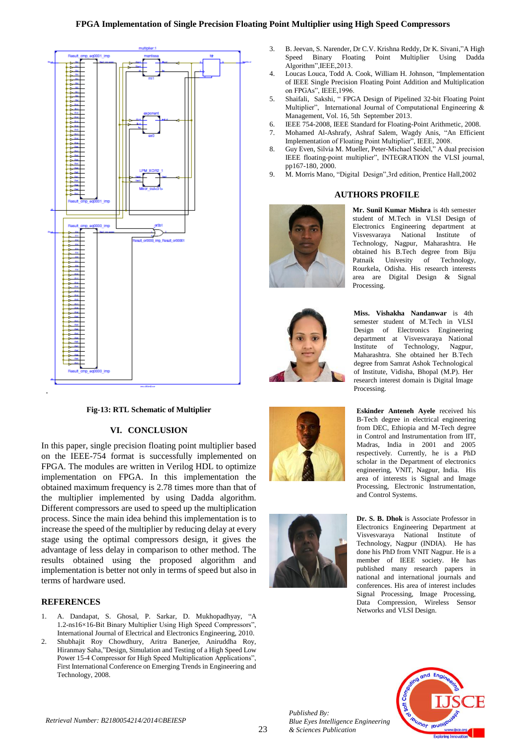Fig-13: RTL Schematic of Multiplier

## VI. CONCLUSION

In this paper, single precision floating point multiplier based on the IEEE-754 format is successfully implemented on FPGA. The modules are written in Verilog HDL to optimize implementation on FPGA. In this implementation the obtained maximum frequency is 2.78 times more than that of the multiplier implemented by using Dadda algorithm. Different compressors are used to speed up the multiplication process. Since the main idea behind this implementation is to increase the speed of the multiplier by reducing delay at every stage using the optimal compressors design, it gives the advantage of less delay in comparison to other method. The results obtained using the proposed algorithm and implementation is better not only in terms of speed but also in terms of hardware used.

## REFERENCES

1. A. Dandapat, S. Ghosal, P. Sarkar, D. Mukhopadhyay, "A 1.2-ns16×16-Bit Binary Multiplier Using High Speed Compressors", International Journal of Electrical and Electronics Engineering, 2010.
2. Shubhajit Roy Chowdhury, Aritra Banerjee, Aniruddha Roy, Hiranmay Saha,"Design, Simulation and Testing of a High Speed Low Power 15-4 Compressor for High Speed Multiplication Applications", First International Conference on Emerging Trends in Engineering and Technology, 2008.
3. B. Jeevan, S. Narender, Dr C.V. Krishna Reddy, Dr K. Sivani,"A High Speed Binary Floating Point Multiplier Using Dadda Algorithm",IEEE,2013.
4. Loucas Louca, Todd A. Cook, William H. Johnson, "Implementation of IEEE Single Precision Floating Point Addition and Multiplication on FPGAs", IEEE,1996.
5. Shaifali, Sakshi, " FPGA Design of Pipelined 32-bit Floating Point Multiplier", International Journal of Computational Engineering & Management, Vol. 16, 5th September 2013.
6. IEEE 754-2008, IEEE Standard for Floating-Point Arithmetic, 2008.
7. Mohamed Al-Ashrafy, Ashraf Salem, Wagdy Anis, "An Efficient Implementation of Floating Point Multiplier", IEEE, 2008.
8. Guy Even, Silvia M. Mueller, Peter-Michael Seidel," A dual precision IEEE floating-point multiplier", INTEGRATION the VLSI journal, pp167-180, 2000.
9. M. Morris Mano, "Digital Design",3rd edition, Prentice Hall,2002

## AUTHORS PROFILE

**Mr. Sunil Kumar Mishra** is 4th semester student of M.Tech in VLSI Design of Electronics Engineering department at Visvesvaraya National Institute of Technology, Nagpur, Maharashtra. He obtained his B.Tech degree from Biju Patnaik Univesity of Technology, Rourkela, Odisha. His research interests area are Digital Design & Signal Processing.

**Miss. Vishakha Nandanwar** is 4th semester student of M.Tech in VLSI Design of Electronics Engineering department at Visvesvaraya National Institute of Technology, Nagpur, Maharashtra. She obtained her B.Tech degree from Samrat Ashok Technological of Institute, Vidisha, Bhopal (M.P). Her research interest domain is Digital Image Processing.

**Eskinder Anteneh Ayele** received his B-Tech degree in electrical engineering from DEC, Ethiopia and M-Tech degree in Control and Instrumentation from IIT, Madras, India in 2001 and 2005 respectively. Currently, he is a PhD scholar in the Department of electronics engineering, VNIT, Nagpur, India. His area of interests is Signal and Image Processing, Electronic Instrumentation, and Control Systems.

**Dr. S. B. Dhok** is Associate Professor in Electronics Engineering Department at Visvesvaraya National Institute of Technology, Nagpur (INDIA). He has done his PhD from VNIT Nagpur. He is a member of IEEE society. He has published many research papers in national and international journals and conferences. His area of interest includes Signal Processing, Image Processing, Data Compression, Wireless Sensor Networks and VLSI Design.